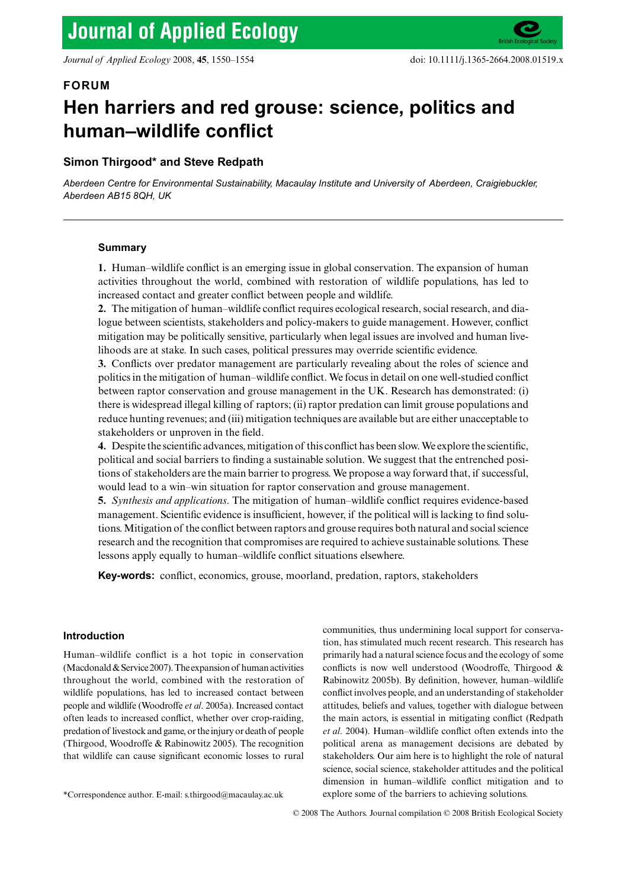FORUM

# Hen harriers and red grouse: science, politics and human–wildlife conflict

**Simon Thirgood* and Steve Redpath**

*Aberdeen Centre for Environmental Sustainability, Macaulay Institute and University of Aberdeen, Craigiebuckler, Aberdeen AB15 8QH, UK*

## Summary

**1.** Human–wildlife conflict is an emerging issue in global conservation. The expansion of human activities throughout the world, combined with restoration of wildlife populations, has led to increased contact and greater conflict between people and wildlife.

**2.** The mitigation of human–wildlife conflict requires ecological research, social research, and dialogue between scientists, stakeholders and policy-makers to guide management. However, conflict mitigation may be politically sensitive, particularly when legal issues are involved and human livelihoods are at stake. In such cases, political pressures may override scientific evidence.

**3.** Conflicts over predator management are particularly revealing about the roles of science and politics in the mitigation of human–wildlife conflict. We focus in detail on one well-studied conflict between raptor conservation and grouse management in the UK. Research has demonstrated: (i) there is widespread illegal killing of raptors; (ii) raptor predation can limit grouse populations and reduce hunting revenues; and (iii) mitigation techniques are available but are either unacceptable to stakeholders or unproven in the field.

**4.** Despite the scientific advances, mitigation of this conflict has been slow. We explore the scientific, political and social barriers to finding a sustainable solution. We suggest that the entrenched positions of stakeholders are the main barrier to progress. We propose a way forward that, if successful, would lead to a win–win situation for raptor conservation and grouse management.

**5.** *Synthesis and applications*. The mitigation of human–wildlife conflict requires evidence-based management. Scientific evidence is insufficient, however, if the political will is lacking to find solutions. Mitigation of the conflict between raptors and grouse requires both natural and social science research and the recognition that compromises are required to achieve sustainable solutions. These lessons apply equally to human–wildlife conflict situations elsewhere.

**Key-words:** conflict, economics, grouse, moorland, predation, raptors, stakeholders

## Introduction

Human–wildlife conflict is a hot topic in conservation (Macdonald & Service 2007). The expansion of human activities throughout the world, combined with the restoration of wildlife populations, has led to increased contact between people and wildlife (Woodroffe *et al*. 2005a). Increased contact often leads to increased conflict, whether over crop-raiding, predation of livestock and game, or the injury or death of people (Thirgood, Woodroffe & Rabinowitz 2005). The recognition that wildlife can cause significant economic losses to rural communities, thus undermining local support for conservation, has stimulated much recent research. This research has primarily had a natural science focus and the ecology of some conflicts is now well understood (Woodroffe, Thirgood & Rabinowitz 2005b). By definition, however, human–wildlife conflict involves people, and an understanding of stakeholder attitudes, beliefs and values, together with dialogue between the main actors, is essential in mitigating conflict (Redpath *et al*. 2004). Human–wildlife conflict often extends into the political arena as management decisions are debated by stakeholders. Our aim here is to highlight the role of natural science, social science, stakeholder attitudes and the political dimension in human–wildlife conflict mitigation and to explore some of the barriers to achieving solutions.

*Correspondence author. E-mail: s.thirgood@macaulay.ac.uk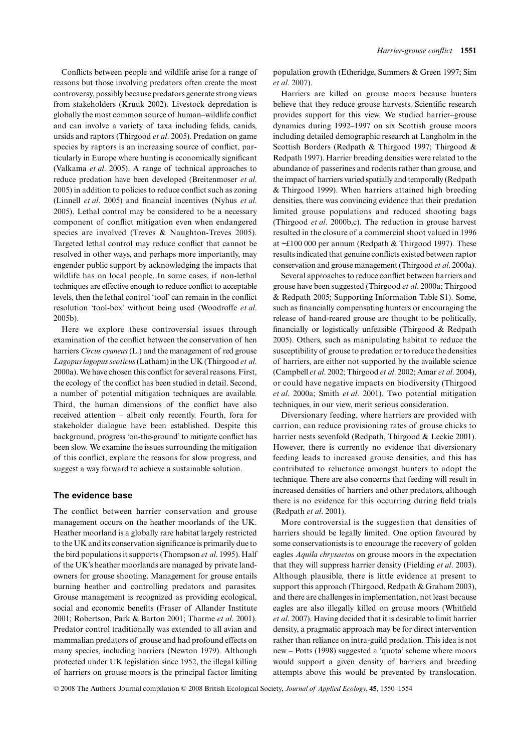Conflicts between people and wildlife arise for a range of reasons but those involving predators often create the most controversy, possibly because predators generate strong views from stakeholders (Kruuk 2002). Livestock depredation is globally the most common source of human–wildlife conflict and can involve a variety of taxa including felids, canids, ursids and raptors (Thirgood *et al*. 2005). Predation on game species by raptors is an increasing source of conflict, particularly in Europe where hunting is economically significant (Valkama *et al*. 2005). A range of technical approaches to reduce predation have been developed (Breitenmoser *et al*. 2005) in addition to policies to reduce conflict such as zoning (Linnell *et al*. 2005) and financial incentives (Nyhus *et al*. 2005). Lethal control may be considered to be a necessary component of conflict mitigation even when endangered species are involved (Treves & Naughton-Treves 2005). Targeted lethal control may reduce conflict that cannot be resolved in other ways, and perhaps more importantly, may engender public support by acknowledging the impacts that wildlife has on local people. In some cases, if non-lethal techniques are effective enough to reduce conflict to acceptable levels, then the lethal control 'tool' can remain in the conflict resolution 'tool-box' without being used (Woodroffe *et al*. 2005b).

Here we explore these controversial issues through examination of the conflict between the conservation of hen harriers *Circus cyaneus* (L.) and the management of red grouse *Lagopus lagopus scoticus* (Latham) in the UK (Thirgood *et al*. 2000a). We have chosen this conflict for several reasons. First, the ecology of the conflict has been studied in detail. Second, a number of potential mitigation techniques are available. Third, the human dimensions of the conflict have also received attention – albeit only recently. Fourth, fora for stakeholder dialogue have been established. Despite this background, progress 'on-the-ground' to mitigate conflict has been slow. We examine the issues surrounding the mitigation of this conflict, explore the reasons for slow progress, and suggest a way forward to achieve a sustainable solution.

## The evidence base

The conflict between harrier conservation and grouse management occurs on the heather moorlands of the UK. Heather moorland is a globally rare habitat largely restricted to the UK and its conservation significance is primarily due to the bird populations it supports (Thompson *et al*. 1995). Half of the UK's heather moorlands are managed by private landowners for grouse shooting. Management for grouse entails burning heather and controlling predators and parasites. Grouse management is recognized as providing ecological, social and economic benefits (Fraser of Allander Institute 2001; Robertson, Park & Barton 2001; Tharme *et al*. 2001). Predator control traditionally was extended to all avian and mammalian predators of grouse and had profound effects on many species, including harriers (Newton 1979). Although protected under UK legislation since 1952, the illegal killing of harriers on grouse moors is the principal factor limiting population growth (Etheridge, Summers & Green 1997; Sim *et al*. 2007).

Harriers are killed on grouse moors because hunters believe that they reduce grouse harvests. Scientific research provides support for this view. We studied harrier–grouse dynamics during 1992–1997 on six Scottish grouse moors including detailed demographic research at Langholm in the Scottish Borders (Redpath & Thirgood 1997; Thirgood & Redpath 1997). Harrier breeding densities were related to the abundance of passerines and rodents rather than grouse, and the impact of harriers varied spatially and temporally (Redpath & Thirgood 1999). When harriers attained high breeding densities, there was convincing evidence that their predation limited grouse populations and reduced shooting bags (Thirgood *et al*. 2000b,c). The reduction in grouse harvest resulted in the closure of a commercial shoot valued in 1996 at ~£100 000 per annum (Redpath & Thirgood 1997). These results indicated that genuine conflicts existed between raptor conservation and grouse management (Thirgood *et al*. 2000a).

Several approaches to reduce conflict between harriers and grouse have been suggested (Thirgood *et al*. 2000a; Thirgood & Redpath 2005; Supporting Information Table S1). Some, such as financially compensating hunters or encouraging the release of hand-reared grouse are thought to be politically, financially or logistically unfeasible (Thirgood & Redpath 2005). Others, such as manipulating habitat to reduce the susceptibility of grouse to predation or to reduce the densities of harriers, are either not supported by the available science (Campbell *et al*. 2002; Thirgood *et al*. 2002; Amar *et al*. 2004), or could have negative impacts on biodiversity (Thirgood *et al*. 2000a; Smith *et al*. 2001). Two potential mitigation techniques, in our view, merit serious consideration.

Diversionary feeding, where harriers are provided with carrion, can reduce provisioning rates of grouse chicks to harrier nests sevenfold (Redpath, Thirgood & Leckie 2001). However, there is currently no evidence that diversionary feeding leads to increased grouse densities, and this has contributed to reluctance amongst hunters to adopt the technique. There are also concerns that feeding will result in increased densities of harriers and other predators, although there is no evidence for this occurring during field trials (Redpath *et al*. 2001).

More controversial is the suggestion that densities of harriers should be legally limited. One option favoured by some conservationists is to encourage the recovery of golden eagles *Aquila chrysaetos* on grouse moors in the expectation that they will suppress harrier density (Fielding *et al*. 2003). Although plausible, there is little evidence at present to support this approach (Thirgood, Redpath & Graham 2003), and there are challenges in implementation, not least because eagles are also illegally killed on grouse moors (Whitfield *et al*. 2007). Having decided that it is desirable to limit harrier density, a pragmatic approach may be for direct intervention rather than reliance on intra-guild predation. This idea is not new – Potts (1998) suggested a 'quota' scheme where moors would support a given density of harriers and breeding attempts above this would be prevented by translocation.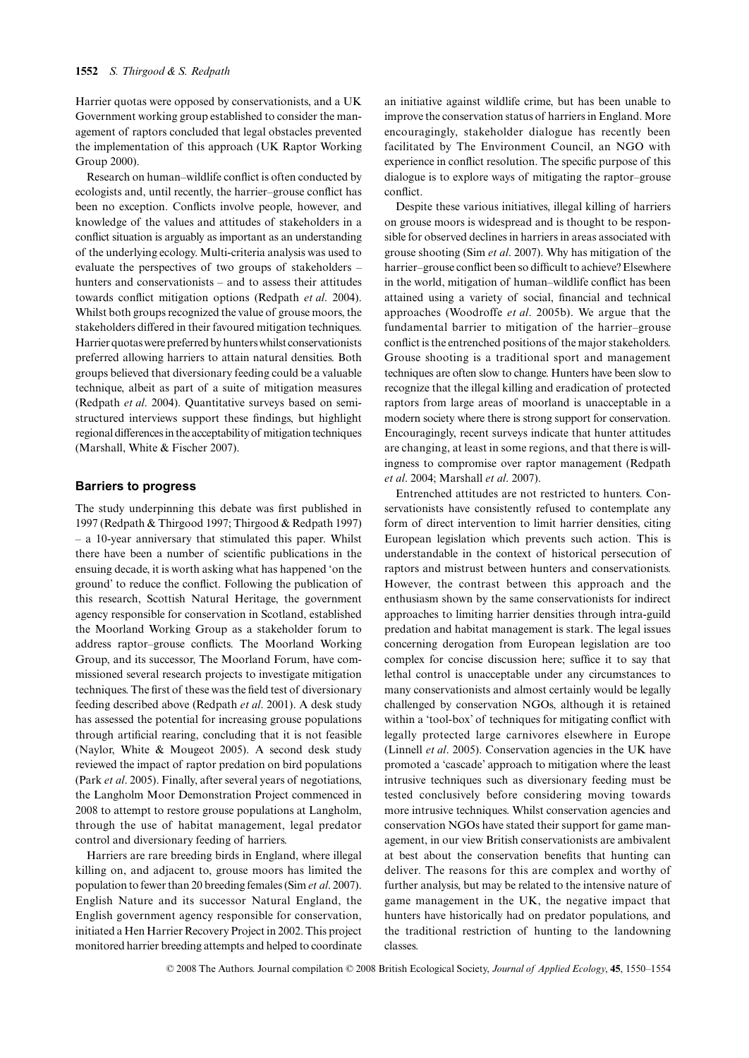Harrier quotas were opposed by conservationists, and a UK Government working group established to consider the management of raptors concluded that legal obstacles prevented the implementation of this approach (UK Raptor Working Group 2000).

Research on human–wildlife conflict is often conducted by ecologists and, until recently, the harrier–grouse conflict has been no exception. Conflicts involve people, however, and knowledge of the values and attitudes of stakeholders in a conflict situation is arguably as important as an understanding of the underlying ecology. Multi-criteria analysis was used to evaluate the perspectives of two groups of stakeholders – hunters and conservationists – and to assess their attitudes towards conflict mitigation options (Redpath *et al*. 2004). Whilst both groups recognized the value of grouse moors, the stakeholders differed in their favoured mitigation techniques. Harrier quotas were preferred by hunters whilst conservationists preferred allowing harriers to attain natural densities. Both groups believed that diversionary feeding could be a valuable technique, albeit as part of a suite of mitigation measures (Redpath *et al*. 2004). Quantitative surveys based on semi-structured interviews support these findings, but highlight regional differences in the acceptability of mitigation techniques (Marshall, White & Fischer 2007).

## Barriers to progress

The study underpinning this debate was first published in 1997 (Redpath & Thirgood 1997; Thirgood & Redpath 1997) – a 10-year anniversary that stimulated this paper. Whilst there have been a number of scientific publications in the ensuing decade, it is worth asking what has happened 'on the ground' to reduce the conflict. Following the publication of this research, Scottish Natural Heritage, the government agency responsible for conservation in Scotland, established the Moorland Working Group as a stakeholder forum to address raptor–grouse conflicts. The Moorland Working Group, and its successor, The Moorland Forum, have commissioned several research projects to investigate mitigation techniques. The first of these was the field test of diversionary feeding described above (Redpath *et al*. 2001). A desk study has assessed the potential for increasing grouse populations through artificial rearing, concluding that it is not feasible (Naylor, White & Mougeot 2005). A second desk study reviewed the impact of raptor predation on bird populations (Park *et al*. 2005). Finally, after several years of negotiations, the Langholm Moor Demonstration Project commenced in 2008 to attempt to restore grouse populations at Langholm, through the use of habitat management, legal predator control and diversionary feeding of harriers.

Harriers are rare breeding birds in England, where illegal killing on, and adjacent to, grouse moors has limited the population to fewer than 20 breeding females (Sim *et al*. 2007). English Nature and its successor Natural England, the English government agency responsible for conservation, initiated a Hen Harrier Recovery Project in 2002. This project monitored harrier breeding attempts and helped to coordinate an initiative against wildlife crime, but has been unable to improve the conservation status of harriers in England. More encouragingly, stakeholder dialogue has recently been facilitated by The Environment Council, an NGO with experience in conflict resolution. The specific purpose of this dialogue is to explore ways of mitigating the raptor–grouse conflict.

Despite these various initiatives, illegal killing of harriers on grouse moors is widespread and is thought to be responsible for observed declines in harriers in areas associated with grouse shooting (Sim *et al*. 2007). Why has mitigation of the harrier–grouse conflict been so difficult to achieve? Elsewhere in the world, mitigation of human–wildlife conflict has been attained using a variety of social, financial and technical approaches (Woodroffe *et al*. 2005b). We argue that the fundamental barrier to mitigation of the harrier–grouse conflict is the entrenched positions of the major stakeholders. Grouse shooting is a traditional sport and management techniques are often slow to change. Hunters have been slow to recognize that the illegal killing and eradication of protected raptors from large areas of moorland is unacceptable in a modern society where there is strong support for conservation. Encouragingly, recent surveys indicate that hunter attitudes are changing, at least in some regions, and that there is willingness to compromise over raptor management (Redpath *et al*. 2004; Marshall *et al*. 2007).

Entrenched attitudes are not restricted to hunters. Conservationists have consistently refused to contemplate any form of direct intervention to limit harrier densities, citing European legislation which prevents such action. This is understandable in the context of historical persecution of raptors and mistrust between hunters and conservationists. However, the contrast between this approach and the enthusiasm shown by the same conservationists for indirect approaches to limiting harrier densities through intra-guild predation and habitat management is stark. The legal issues concerning derogation from European legislation are too complex for concise discussion here; suffice it to say that lethal control is unacceptable under any circumstances to many conservationists and almost certainly would be legally challenged by conservation NGOs, although it is retained within a 'tool-box' of techniques for mitigating conflict with legally protected large carnivores elsewhere in Europe (Linnell *et al*. 2005). Conservation agencies in the UK have promoted a 'cascade' approach to mitigation where the least intrusive techniques such as diversionary feeding must be tested conclusively before considering moving towards more intrusive techniques. Whilst conservation agencies and conservation NGOs have stated their support for game management, in our view British conservationists are ambivalent at best about the conservation benefits that hunting can deliver. The reasons for this are complex and worthy of further analysis, but may be related to the intensive nature of game management in the UK, the negative impact that hunters have historically had on predator populations, and the traditional restriction of hunting to the landowning classes.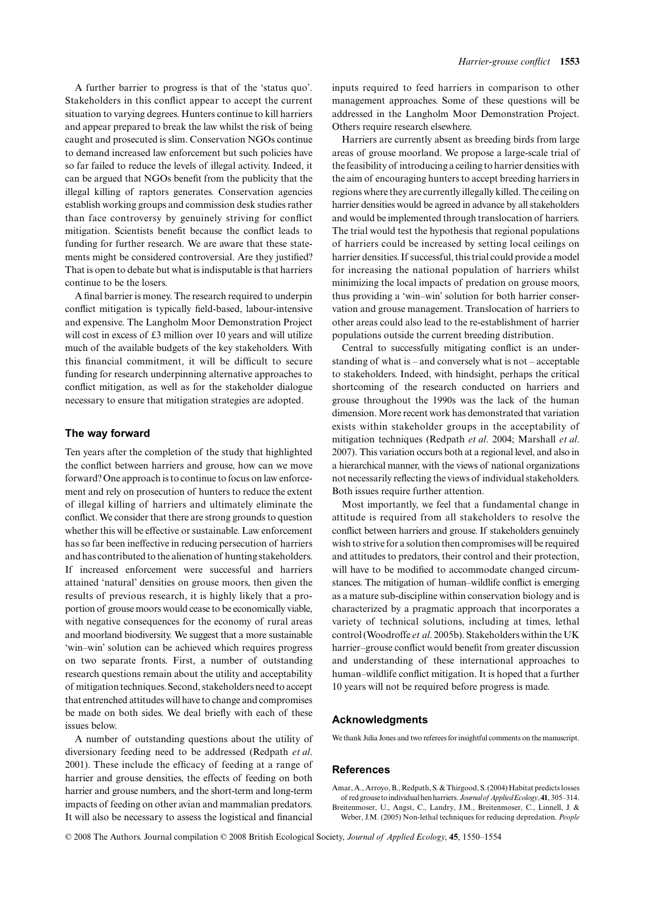A further barrier to progress is that of the 'status quo'. Stakeholders in this conflict appear to accept the current situation to varying degrees. Hunters continue to kill harriers and appear prepared to break the law whilst the risk of being caught and prosecuted is slim. Conservation NGOs continue to demand increased law enforcement but such policies have so far failed to reduce the levels of illegal activity. Indeed, it can be argued that NGOs benefit from the publicity that the illegal killing of raptors generates. Conservation agencies establish working groups and commission desk studies rather than face controversy by genuinely striving for conflict mitigation. Scientists benefit because the conflict leads to funding for further research. We are aware that these statements might be considered controversial. Are they justified? That is open to debate but what is indisputable is that harriers continue to be the losers.

A final barrier is money. The research required to underpin conflict mitigation is typically field-based, labour-intensive and expensive. The Langholm Moor Demonstration Project will cost in excess of £3 million over 10 years and will utilize much of the available budgets of the key stakeholders. With this financial commitment, it will be difficult to secure funding for research underpinning alternative approaches to conflict mitigation, as well as for the stakeholder dialogue necessary to ensure that mitigation strategies are adopted.

## The way forward

Ten years after the completion of the study that highlighted the conflict between harriers and grouse, how can we move forward? One approach is to continue to focus on law enforcement and rely on prosecution of hunters to reduce the extent of illegal killing of harriers and ultimately eliminate the conflict. We consider that there are strong grounds to question whether this will be effective or sustainable. Law enforcement has so far been ineffective in reducing persecution of harriers and has contributed to the alienation of hunting stakeholders. If increased enforcement were successful and harriers attained 'natural' densities on grouse moors, then given the results of previous research, it is highly likely that a proportion of grouse moors would cease to be economically viable, with negative consequences for the economy of rural areas and moorland biodiversity. We suggest that a more sustainable 'win–win' solution can be achieved which requires progress on two separate fronts. First, a number of outstanding research questions remain about the utility and acceptability of mitigation techniques. Second, stakeholders need to accept that entrenched attitudes will have to change and compromises be made on both sides. We deal briefly with each of these issues below.

A number of outstanding questions about the utility of diversionary feeding need to be addressed (Redpath *et al*. 2001). These include the efficacy of feeding at a range of harrier and grouse densities, the effects of feeding on both harrier and grouse numbers, and the short-term and long-term impacts of feeding on other avian and mammalian predators. It will also be necessary to assess the logistical and financial inputs required to feed harriers in comparison to other management approaches. Some of these questions will be addressed in the Langholm Moor Demonstration Project. Others require research elsewhere.

Harriers are currently absent as breeding birds from large areas of grouse moorland. We propose a large-scale trial of the feasibility of introducing a ceiling to harrier densities with the aim of encouraging hunters to accept breeding harriers in regions where they are currently illegally killed. The ceiling on harrier densities would be agreed in advance by all stakeholders and would be implemented through translocation of harriers. The trial would test the hypothesis that regional populations of harriers could be increased by setting local ceilings on harrier densities. If successful, this trial could provide a model for increasing the national population of harriers whilst minimizing the local impacts of predation on grouse moors, thus providing a 'win–win' solution for both harrier conservation and grouse management. Translocation of harriers to other areas could also lead to the re-establishment of harrier populations outside the current breeding distribution.

Central to successfully mitigating conflict is an understanding of what is – and conversely what is not – acceptable to stakeholders. Indeed, with hindsight, perhaps the critical shortcoming of the research conducted on harriers and grouse throughout the 1990s was the lack of the human dimension. More recent work has demonstrated that variation exists within stakeholder groups in the acceptability of mitigation techniques (Redpath *et al*. 2004; Marshall *et al*. 2007). This variation occurs both at a regional level, and also in a hierarchical manner, with the views of national organizations not necessarily reflecting the views of individual stakeholders. Both issues require further attention.

Most importantly, we feel that a fundamental change in attitude is required from all stakeholders to resolve the conflict between harriers and grouse. If stakeholders genuinely wish to strive for a solution then compromises will be required and attitudes to predators, their control and their protection, will have to be modified to accommodate changed circumstances. The mitigation of human–wildlife conflict is emerging as a mature sub-discipline within conservation biology and is characterized by a pragmatic approach that incorporates a variety of technical solutions, including at times, lethal control (Woodroffe *et al*. 2005b). Stakeholders within the UK harrier–grouse conflict would benefit from greater discussion and understanding of these international approaches to human–wildlife conflict mitigation. It is hoped that a further 10 years will not be required before progress is made.

## Acknowledgments

We thank Julia Jones and two referees for insightful comments on the manuscript.

## References

Amar, A., Arroyo, B., Redpath, S. & Thirgood, S. (2004) Habitat predicts losses of red grouse to individual hen harriers. *Journal of Applied Ecology*, **41**, 305–314.

Breitenmoser, U., Angst, C., Landry, J.M., Breitenmoser, C., Linnell, J. & Weber, J.M. (2005) Non-lethal techniques for reducing depredation. *People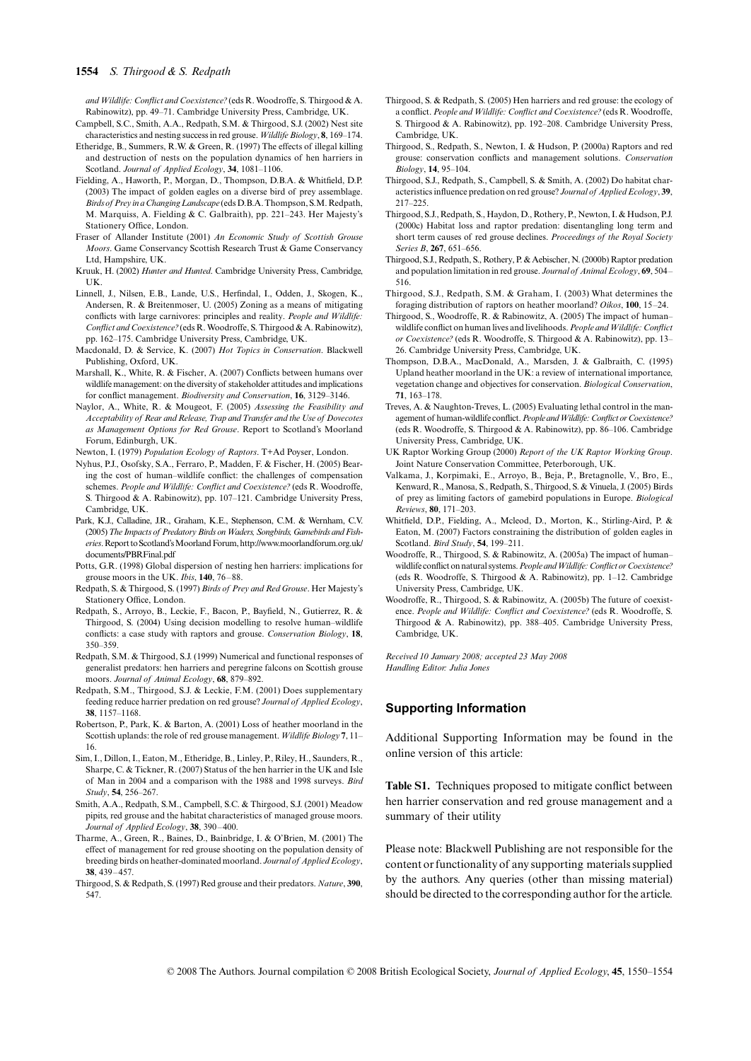*and Wildlife: Conflict and Coexistence?* (eds R. Woodroffe, S. Thirgood & A. Rabinowitz), pp. 49–71. Cambridge University Press, Cambridge, UK.

Campbell, S.C., Smith, A.A., Redpath, S.M. & Thirgood, S.J. (2002) Nest site characteristics and nesting success in red grouse. *Wildlife Biology*, **8**, 169–174.

Etheridge, B., Summers, R.W. & Green, R. (1997) The effects of illegal killing and destruction of nests on the population dynamics of hen harriers in Scotland. *Journal of Applied Ecology*, **34**, 1081–1106.

Fielding, A., Haworth, P., Morgan, D., Thompson, D.B.A. & Whitfield, D.P. (2003) The impact of golden eagles on a diverse bird of prey assemblage. *Birds of Prey in a Changing Landscape* (eds D.B.A. Thompson, S.M. Redpath, M. Marquiss, A. Fielding & C. Galbraith), pp. 221–243. Her Majesty's Stationery Office, London.

Fraser of Allander Institute (2001) *An Economic Study of Scottish Grouse Moors*. Game Conservancy Scottish Research Trust & Game Conservancy Ltd, Hampshire, UK.

Kruuk, H. (2002) *Hunter and Hunted*. Cambridge University Press, Cambridge, UK.

Linnell, J., Nilsen, E.B., Lande, U.S., Herfindal, I., Odden, J., Skogen, K., Andersen, R. & Breitenmoser, U. (2005) Zoning as a means of mitigating conflicts with large carnivores: principles and reality. *People and Wildlife: Conflict and Coexistence?* (eds R. Woodroffe, S. Thirgood & A. Rabinowitz), pp. 162–175. Cambridge University Press, Cambridge, UK.

Macdonald, D. & Service, K. (2007) *Hot Topics in Conservation*. Blackwell Publishing, Oxford, UK.

Marshall, K., White, R. & Fischer, A. (2007) Conflicts between humans over wildlife management: on the diversity of stakeholder attitudes and implications for conflict management. *Biodiversity and Conservation*, **16**, 3129–3146.

Naylor, A., White, R. & Mougeot, F. (2005) *Assessing the Feasibility and Acceptability of Rear and Release, Trap and Transfer and the Use of Dovecotes as Management Options for Red Grouse*. Report to Scotland's Moorland Forum, Edinburgh, UK.

Newton, I. (1979) *Population Ecology of Raptors*. T+Ad Poyser, London.

Nyhus, P.J., Osofsky, S.A., Ferraro, P., Madden, F. & Fischer, H. (2005) Bearing the cost of human–wildlife conflict: the challenges of compensation schemes. *People and Wildlife: Conflict and Coexistence?* (eds R. Woodroffe, S. Thirgood & A. Rabinowitz), pp. 107–121. Cambridge University Press, Cambridge, UK.

Park, K.J., Calladine, J.R., Graham, K.E., Stephenson, C.M. & Wernham, C.V. (2005) *The Impacts of Predatory Birds on Waders, Songbirds, Gamebirds and Fisheries*. Report to Scotland's Moorland Forum, http://www.moorlandforum.org.uk/documents/PBRFinal.pdf

Potts, G.R. (1998) Global dispersion of nesting hen harriers: implications for grouse moors in the UK. *Ibis*, **140**, 76–88.

Redpath, S. & Thirgood, S. (1997) *Birds of Prey and Red Grouse*. Her Majesty's Stationery Office, London.

Redpath, S., Arroyo, B., Leckie, F., Bacon, P., Bayfield, N., Gutierrez, R. & Thirgood, S. (2004) Using decision modelling to resolve human–wildlife conflicts: a case study with raptors and grouse. *Conservation Biology*, **18**, 350–359.

Redpath, S.M. & Thirgood, S.J. (1999) Numerical and functional responses of generalist predators: hen harriers and peregrine falcons on Scottish grouse moors. *Journal of Animal Ecology*, **68**, 879–892.

Redpath, S.M., Thirgood, S.J. & Leckie, F.M. (2001) Does supplementary feeding reduce harrier predation on red grouse? *Journal of Applied Ecology*, **38**, 1157–1168.

Robertson, P., Park, K. & Barton, A. (2001) Loss of heather moorland in the Scottish uplands: the role of red grouse management. *Wildlife Biology* **7**, 11–16.

Sim, I., Dillon, I., Eaton, M., Etheridge, B., Linley, P., Riley, H., Saunders, R., Sharpe, C. & Tickner, R. (2007) Status of the hen harrier in the UK and Isle of Man in 2004 and a comparison with the 1988 and 1998 surveys. *Bird Study*, **54**, 256–267.

Smith, A.A., Redpath, S.M., Campbell, S.C. & Thirgood, S.J. (2001) Meadow pipits, red grouse and the habitat characteristics of managed grouse moors. *Journal of Applied Ecology*, **38**, 390–400.

Tharme, A., Green, R., Baines, D., Bainbridge, I. & O'Brien, M. (2001) The effect of management for red grouse shooting on the population density of breeding birds on heather-dominated moorland. *Journal of Applied Ecology*, **38**, 439–457.

Thirgood, S. & Redpath, S. (1997) Red grouse and their predators. *Nature*, **390**, 547.

Thirgood, S. & Redpath, S. (2005) Hen harriers and red grouse: the ecology of a conflict. *People and Wildlife: Conflict and Coexistence?* (eds R. Woodroffe, S. Thirgood & A. Rabinowitz), pp. 192–208. Cambridge University Press, Cambridge, UK.

Thirgood, S., Redpath, S., Newton, I. & Hudson, P. (2000a) Raptors and red grouse: conservation conflicts and management solutions. *Conservation Biology*, **14**, 95–104.

Thirgood, S.J., Redpath, S., Campbell, S. & Smith, A. (2002) Do habitat characteristics influence predation on red grouse? *Journal of Applied Ecology*, **39**, 217–225.

Thirgood, S.J., Redpath, S., Haydon, D., Rothery, P., Newton, I. & Hudson, P.J. (2000c) Habitat loss and raptor predation: disentangling long term and short term causes of red grouse declines. *Proceedings of the Royal Society Series B*, **267**, 651–656.

Thirgood, S.J., Redpath, S., Rothery, P. & Aebischer, N. (2000b) Raptor predation and population limitation in red grouse. *Journal of Animal Ecology*, **69**, 504–516.

Thirgood, S.J., Redpath, S.M. & Graham, I. (2003) What determines the foraging distribution of raptors on heather moorland? *Oikos*, **100**, 15–24.

Thirgood, S., Woodroffe, R. & Rabinowitz, A. (2005) The impact of human–wildlife conflict on human lives and livelihoods. *People and Wildlife: Conflict or Coexistence?* (eds R. Woodroffe, S. Thirgood & A. Rabinowitz), pp. 13–26. Cambridge University Press, Cambridge, UK.

Thompson, D.B.A., MacDonald, A., Marsden, J. & Galbraith, C. (1995) Upland heather moorland in the UK: a review of international importance, vegetation change and objectives for conservation. *Biological Conservation*, **71**, 163–178.

Treves, A. & Naughton-Treves, L. (2005) Evaluating lethal control in the management of human-wildlife conflict. *People and Wildlife: Conflict or Coexistence?* (eds R. Woodroffe, S. Thirgood & A. Rabinowitz), pp. 86–106. Cambridge University Press, Cambridge, UK.

UK Raptor Working Group (2000) *Report of the UK Raptor Working Group*. Joint Nature Conservation Committee, Peterborough, UK.

Valkama, J., Korpimaki, E., Arroyo, B., Beja, P., Bretagnolle, V., Bro, E., Kenward, R., Manosa, S., Redpath, S., Thirgood, S. & Vinuela, J. (2005) Birds of prey as limiting factors of gamebird populations in Europe. *Biological Reviews*, **80**, 171–203.

Whitfield, D.P., Fielding, A., Mcleod, D., Morton, K., Stirling-Aird, P. & Eaton, M. (2007) Factors constraining the distribution of golden eagles in Scotland. *Bird Study*, **54**, 199–211.

Woodroffe, R., Thirgood, S. & Rabinowitz, A. (2005a) The impact of human–wildlife conflict on natural systems. *People and Wildlife: Conflict or Coexistence?* (eds R. Woodroffe, S. Thirgood & A. Rabinowitz), pp. 1–12. Cambridge University Press, Cambridge, UK.

Woodroffe, R., Thirgood, S. & Rabinowitz, A. (2005b) The future of coexistence. *People and Wildlife: Conflict and Coexistence?* (eds R. Woodroffe, S. Thirgood & A. Rabinowitz), pp. 388–405. Cambridge University Press, Cambridge, UK.

*Received 10 January 2008; accepted 23 May 2008*
*Handling Editor: Julia Jones*

## Supporting Information

Additional Supporting Information may be found in the online version of this article:

**Table S1.** Techniques proposed to mitigate conflict between hen harrier conservation and red grouse management and a summary of their utility

Please note: Blackwell Publishing are not responsible for the content or functionality of any supporting materials supplied by the authors. Any queries (other than missing material) should be directed to the corresponding author for the article.